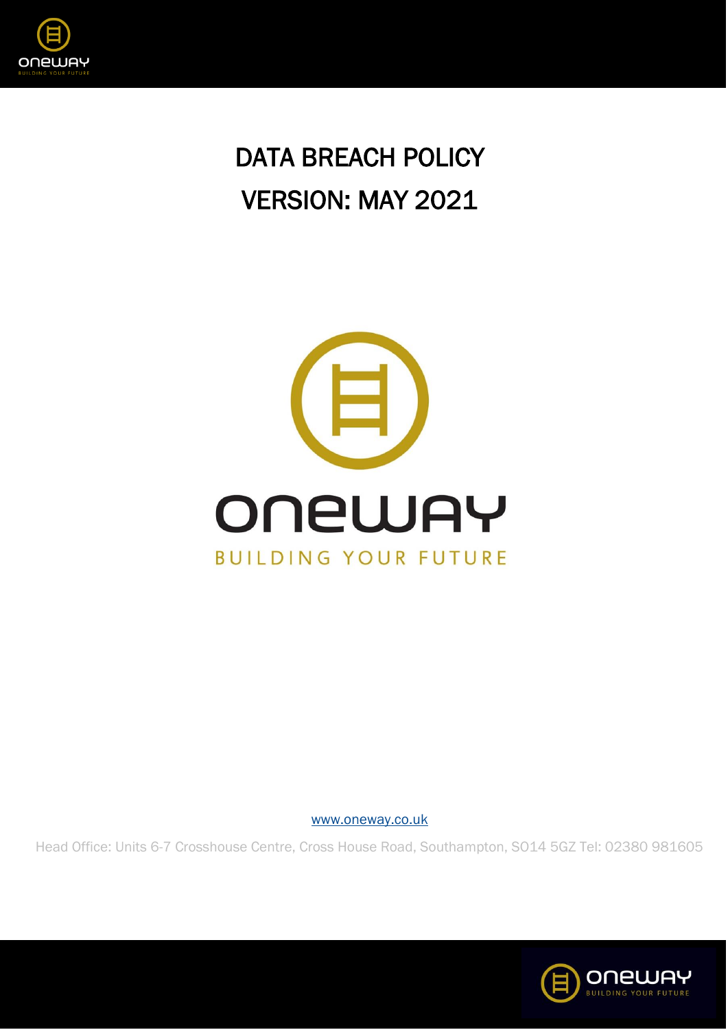# DATA BREACH POLICY

# VERSION: MAY 2021

ONEWAY

BUILDING YOUR FUTURE

www.oneway.co.uk

Head Office: Units 6-7 Crosshouse Centre, Cross House Road, Southampton, SO14 5GZ Tel: 02380 981605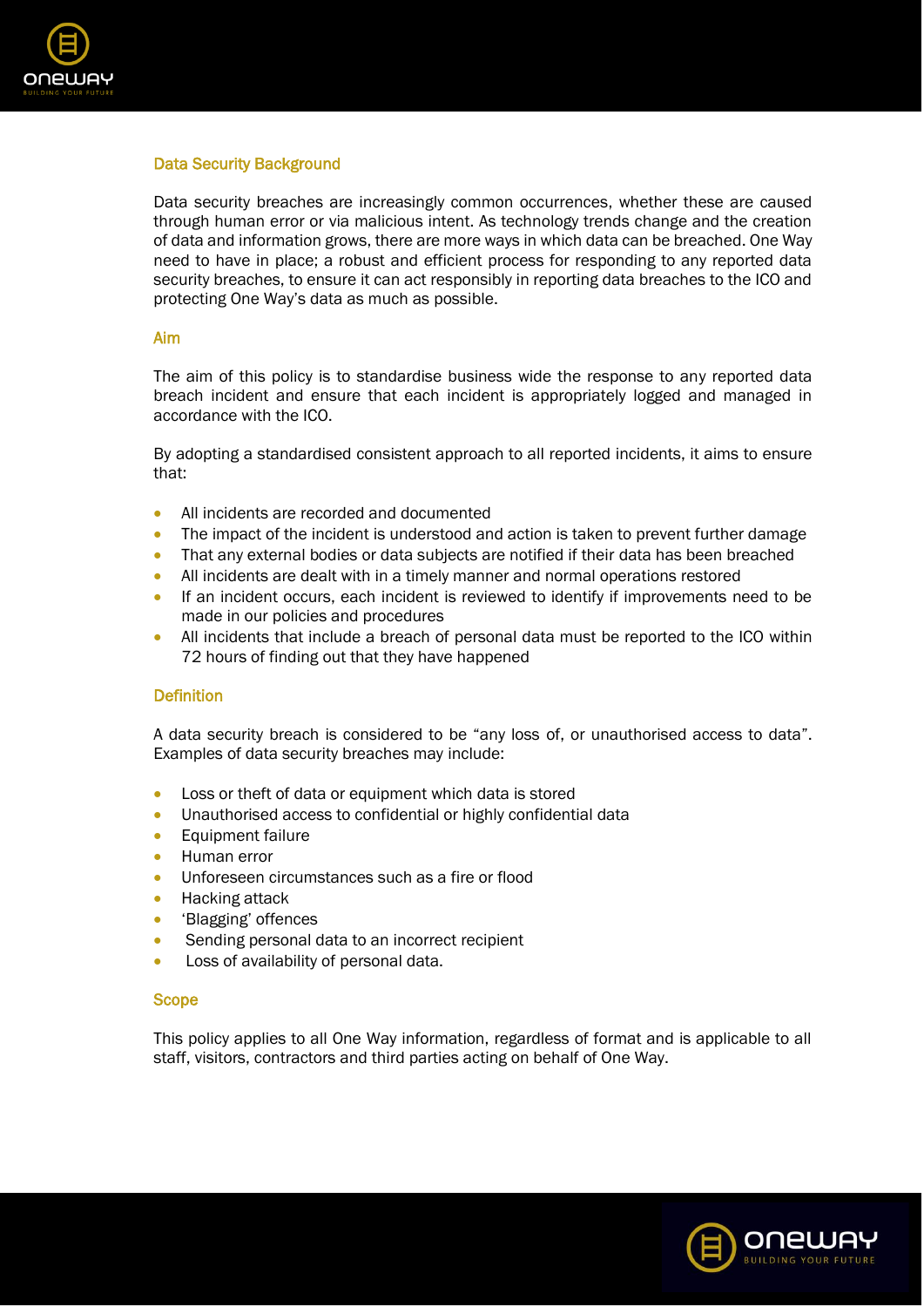## Data Security Background

Data security breaches are increasingly common occurrences, whether these are caused through human error or via malicious intent. As technology trends change and the creation of data and information grows, there are more ways in which data can be breached. One Way need to have in place; a robust and efficient process for responding to any reported data security breaches, to ensure it can act responsibly in reporting data breaches to the ICO and protecting One Way's data as much as possible.

## Aim

The aim of this policy is to standardise business wide the response to any reported data breach incident and ensure that each incident is appropriately logged and managed in accordance with the ICO.

By adopting a standardised consistent approach to all reported incidents, it aims to ensure that:

- All incidents are recorded and documented
- The impact of the incident is understood and action is taken to prevent further damage
- That any external bodies or data subjects are notified if their data has been breached
- All incidents are dealt with in a timely manner and normal operations restored
- If an incident occurs, each incident is reviewed to identify if improvements need to be made in our policies and procedures
- All incidents that include a breach of personal data must be reported to the ICO within 72 hours of finding out that they have happened

## Definition

A data security breach is considered to be "any loss of, or unauthorised access to data". Examples of data security breaches may include:

- Loss or theft of data or equipment which data is stored
- Unauthorised access to confidential or highly confidential data
- Equipment failure
- Human error
- Unforeseen circumstances such as a fire or flood
- Hacking attack
- 'Blagging' offences
- Sending personal data to an incorrect recipient
- Loss of availability of personal data.

## Scope

This policy applies to all One Way information, regardless of format and is applicable to all staff, visitors, contractors and third parties acting on behalf of One Way.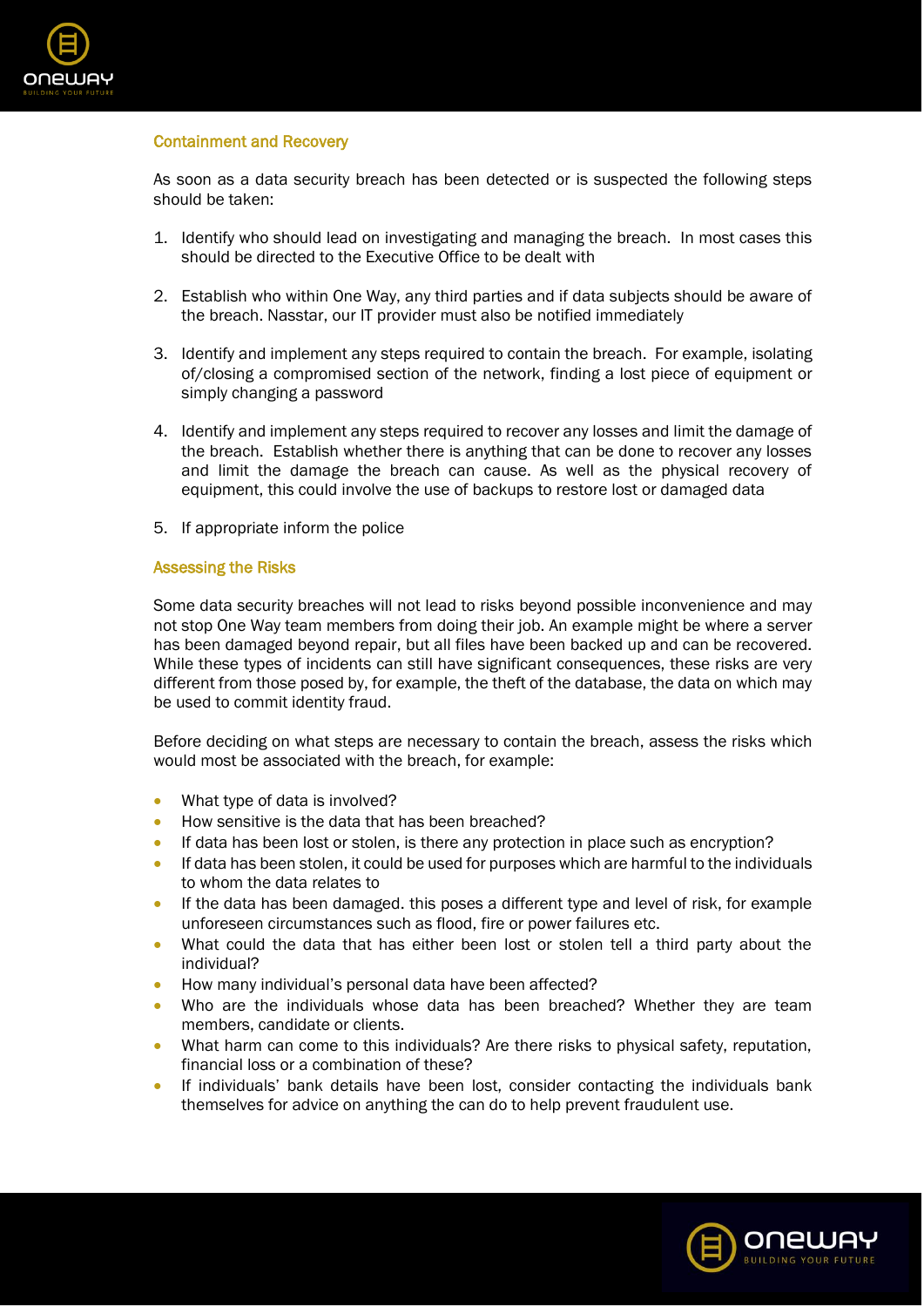## Containment and Recovery

As soon as a data security breach has been detected or is suspected the following steps should be taken:

1. Identify who should lead on investigating and managing the breach. In most cases this should be directed to the Executive Office to be dealt with

2. Establish who within One Way, any third parties and if data subjects should be aware of the breach. Nasstar, our IT provider must also be notified immediately

3. Identify and implement any steps required to contain the breach. For example, isolating of/closing a compromised section of the network, finding a lost piece of equipment or simply changing a password

4. Identify and implement any steps required to recover any losses and limit the damage of the breach. Establish whether there is anything that can be done to recover any losses and limit the damage the breach can cause. As well as the physical recovery of equipment, this could involve the use of backups to restore lost or damaged data

5. If appropriate inform the police

## Assessing the Risks

Some data security breaches will not lead to risks beyond possible inconvenience and may not stop One Way team members from doing their job. An example might be where a server has been damaged beyond repair, but all files have been backed up and can be recovered. While these types of incidents can still have significant consequences, these risks are very different from those posed by, for example, the theft of the database, the data on which may be used to commit identity fraud.

Before deciding on what steps are necessary to contain the breach, assess the risks which would most be associated with the breach, for example:

- What type of data is involved?
- How sensitive is the data that has been breached?
- If data has been lost or stolen, is there any protection in place such as encryption?
- If data has been stolen, it could be used for purposes which are harmful to the individuals to whom the data relates to
- If the data has been damaged. this poses a different type and level of risk, for example unforeseen circumstances such as flood, fire or power failures etc.
- What could the data that has either been lost or stolen tell a third party about the individual?
- How many individual's personal data have been affected?
- Who are the individuals whose data has been breached? Whether they are team members, candidate or clients.
- What harm can come to this individuals? Are there risks to physical safety, reputation, financial loss or a combination of these?
- If individuals' bank details have been lost, consider contacting the individuals bank themselves for advice on anything the can do to help prevent fraudulent use.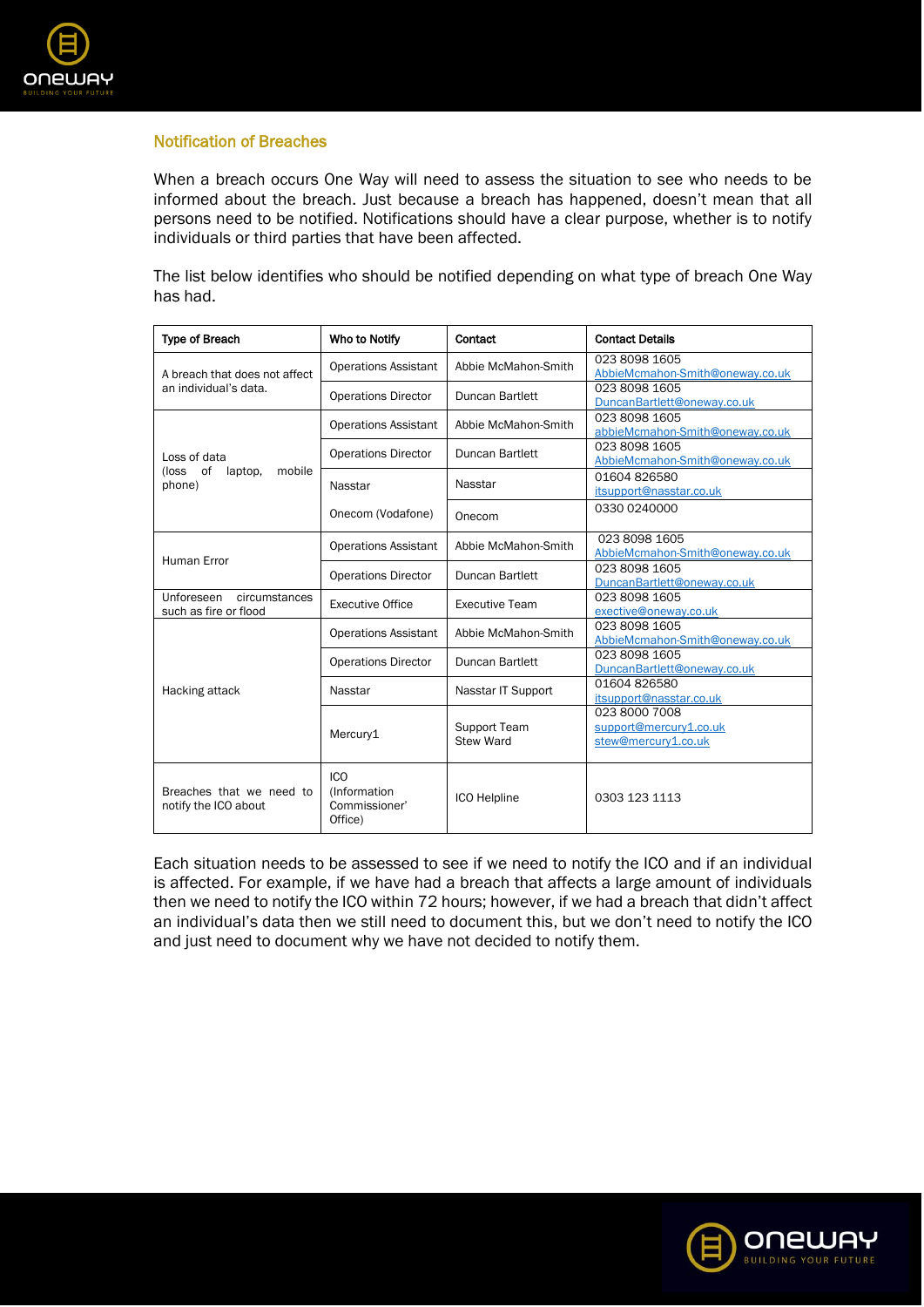## Notification of Breaches

When a breach occurs One Way will need to assess the situation to see who needs to be informed about the breach. Just because a breach has happened, doesn't mean that all persons need to be notified. Notifications should have a clear purpose, whether is to notify individuals or third parties that have been affected.

The list below identifies who should be notified depending on what type of breach One Way has had.

| Type of Breach | Who to Notify | Contact | Contact Details |
|---|---|---|---|
| A breach that does not affect an individual's data. | Operations Assistant | Abbie McMahon-Smith | 023 8098 1605 AbbieMcmahon-Smith@oneway.co.uk |
| | Operations Director | Duncan Bartlett | 023 8098 1605 DuncanBartlett@oneway.co.uk |
| Loss of data (loss of laptop, mobile phone) | Operations Assistant | Abbie McMahon-Smith | 023 8098 1605 abbieMcmahon-Smith@oneway.co.uk |
| | Operations Director | Duncan Bartlett | 023 8098 1605 AbbieMcmahon-Smith@oneway.co.uk |
| | Nasstar | Nasstar | 01604 826580 itsupport@nasstar.co.uk |
| | Onecom (Vodafone) | Onecom | 0330 0240000 |
| Human Error | Operations Assistant | Abbie McMahon-Smith | 023 8098 1605 AbbieMcmahon-Smith@oneway.co.uk |
| | Operations Director | Duncan Bartlett | 023 8098 1605 DuncanBartlett@oneway.co.uk |
| Unforeseen circumstances such as fire or flood | Executive Office | Executive Team | 023 8098 1605 exective@oneway.co.uk |
| Hacking attack | Operations Assistant | Abbie McMahon-Smith | 023 8098 1605 AbbieMcmahon-Smith@oneway.co.uk |
| | Operations Director | Duncan Bartlett | 023 8098 1605 DuncanBartlett@oneway.co.uk |
| | Nasstar | Nasstar IT Support | 01604 826580 itsupport@nasstar.co.uk |
| | Mercury1 | Support Team Stew Ward | 023 8000 7008 support@mercury1.co.uk stew@mercury1.co.uk |
| Breaches that we need to notify the ICO about | ICO (Information Commissioner' Office) | ICO Helpline | 0303 123 1113 |

Each situation needs to be assessed to see if we need to notify the ICO and if an individual is affected. For example, if we have had a breach that affects a large amount of individuals then we need to notify the ICO within 72 hours; however, if we had a breach that didn't affect an individual's data then we still need to document this, but we don't need to notify the ICO and just need to document why we have not decided to notify them.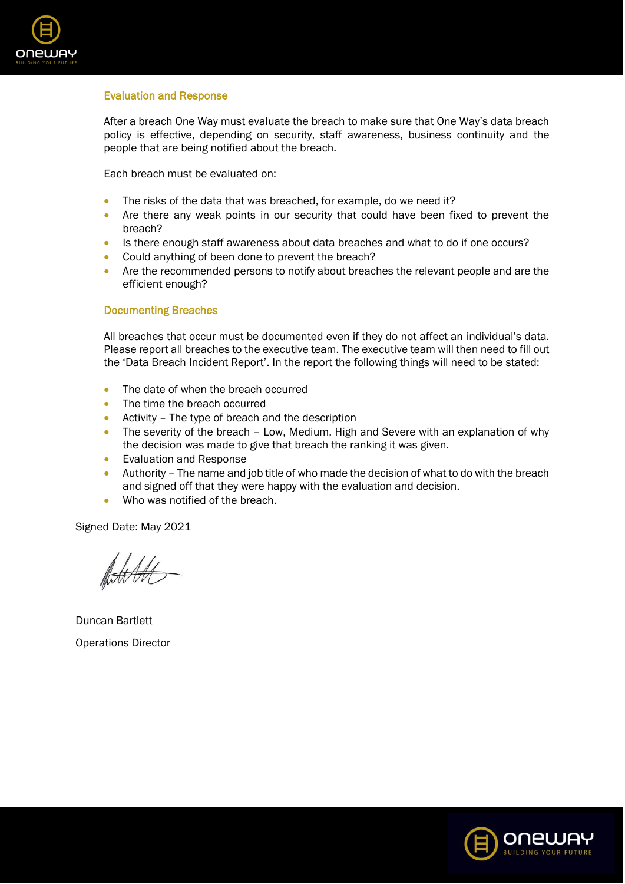## Evaluation and Response

After a breach One Way must evaluate the breach to make sure that One Way's data breach policy is effective, depending on security, staff awareness, business continuity and the people that are being notified about the breach.

Each breach must be evaluated on:

- The risks of the data that was breached, for example, do we need it?
- Are there any weak points in our security that could have been fixed to prevent the breach?
- Is there enough staff awareness about data breaches and what to do if one occurs?
- Could anything of been done to prevent the breach?
- Are the recommended persons to notify about breaches the relevant people and are the efficient enough?

## Documenting Breaches

All breaches that occur must be documented even if they do not affect an individual's data. Please report all breaches to the executive team. The executive team will then need to fill out the 'Data Breach Incident Report'. In the report the following things will need to be stated:

- The date of when the breach occurred
- The time the breach occurred
- Activity – The type of breach and the description
- The severity of the breach – Low, Medium, High and Severe with an explanation of why the decision was made to give that breach the ranking it was given.
- Evaluation and Response
- Authority – The name and job title of who made the decision of what to do with the breach and signed off that they were happy with the evaluation and decision.
- Who was notified of the breach.

Signed Date: May 2021

Duncan Bartlett

Operations Director